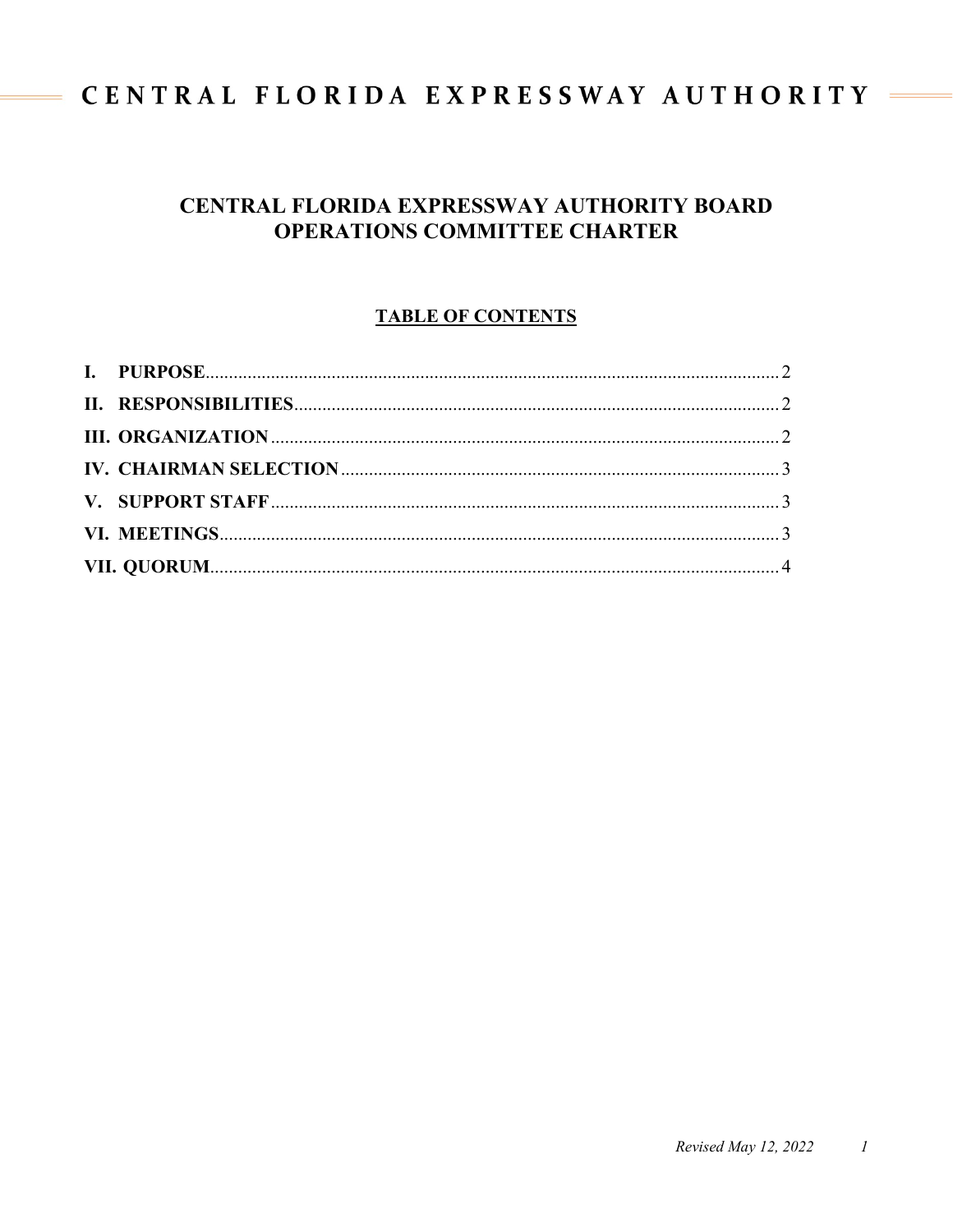# CENTRAL FLORIDA EXPRESSWAY AUTHORITY BOARD OPERATIONS COMMITTEE CHARTER

## TABLE OF CONTENTS

**I. PURPOSE**.......................................................................... 2

**II. RESPONSIBILITIES**.......................................................... 2

**III. ORGANIZATION**............................................................. 2

**IV. CHAIRMAN SELECTION**................................................. 3

**V. SUPPORT STAFF**.............................................................. 3

**VI. MEETINGS**........................................................................ 3

**VII. QUORUM**....................................................................... 4

*Revised May 12, 2022*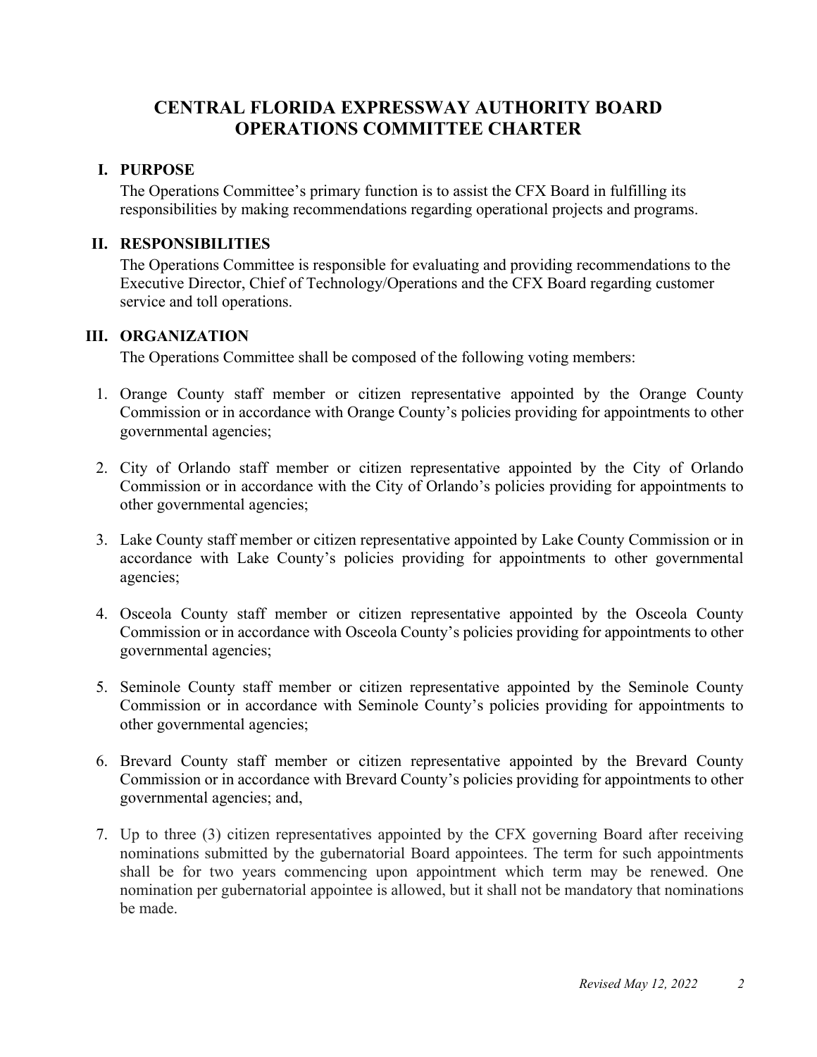# CENTRAL FLORIDA EXPRESSWAY AUTHORITY BOARD OPERATIONS COMMITTEE CHARTER

## I. PURPOSE

The Operations Committee's primary function is to assist the CFX Board in fulfilling its responsibilities by making recommendations regarding operational projects and programs.

## II. RESPONSIBILITIES

The Operations Committee is responsible for evaluating and providing recommendations to the Executive Director, Chief of Technology/Operations and the CFX Board regarding customer service and toll operations.

## III. ORGANIZATION

The Operations Committee shall be composed of the following voting members:

1. Orange County staff member or citizen representative appointed by the Orange County Commission or in accordance with Orange County's policies providing for appointments to other governmental agencies;

2. City of Orlando staff member or citizen representative appointed by the City of Orlando Commission or in accordance with the City of Orlando's policies providing for appointments to other governmental agencies;

3. Lake County staff member or citizen representative appointed by Lake County Commission or in accordance with Lake County's policies providing for appointments to other governmental agencies;

4. Osceola County staff member or citizen representative appointed by the Osceola County Commission or in accordance with Osceola County's policies providing for appointments to other governmental agencies;

5. Seminole County staff member or citizen representative appointed by the Seminole County Commission or in accordance with Seminole County's policies providing for appointments to other governmental agencies;

6. Brevard County staff member or citizen representative appointed by the Brevard County Commission or in accordance with Brevard County's policies providing for appointments to other governmental agencies; and,

7. Up to three (3) citizen representatives appointed by the CFX governing Board after receiving nominations submitted by the gubernatorial Board appointees. The term for such appointments shall be for two years commencing upon appointment which term may be renewed. One nomination per gubernatorial appointee is allowed, but it shall not be mandatory that nominations be made.

*Revised May 12, 2022*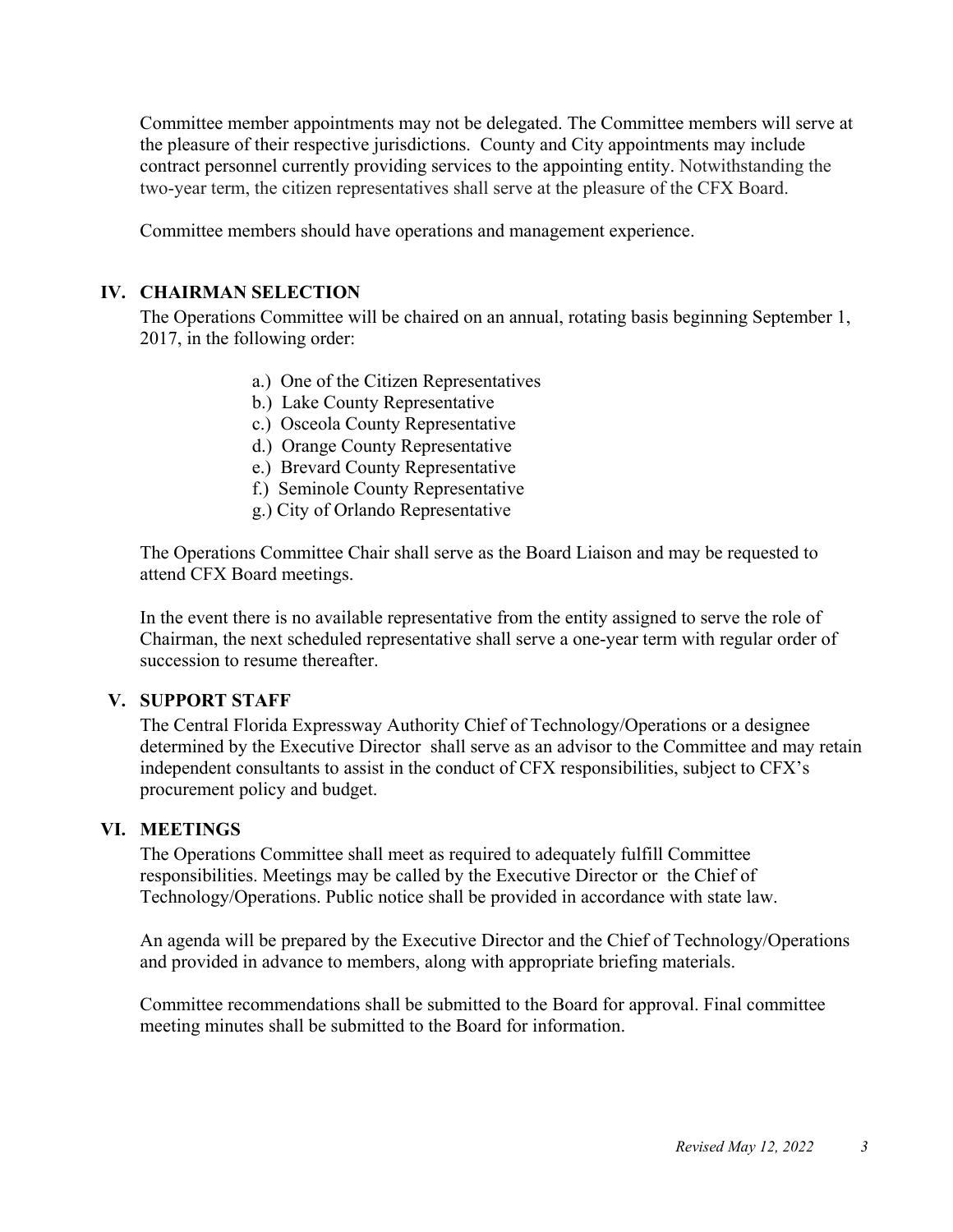Committee member appointments may not be delegated. The Committee members will serve at the pleasure of their respective jurisdictions. County and City appointments may include contract personnel currently providing services to the appointing entity. Notwithstanding the two-year term, the citizen representatives shall serve at the pleasure of the CFX Board.

Committee members should have operations and management experience.

## IV. CHAIRMAN SELECTION

The Operations Committee will be chaired on an annual, rotating basis beginning September 1, 2017, in the following order:

a.) One of the Citizen Representatives
b.) Lake County Representative
c.) Osceola County Representative
d.) Orange County Representative
e.) Brevard County Representative
f.) Seminole County Representative
g.) City of Orlando Representative

The Operations Committee Chair shall serve as the Board Liaison and may be requested to attend CFX Board meetings.

In the event there is no available representative from the entity assigned to serve the role of Chairman, the next scheduled representative shall serve a one-year term with regular order of succession to resume thereafter.

## V. SUPPORT STAFF

The Central Florida Expressway Authority Chief of Technology/Operations or a designee determined by the Executive Director shall serve as an advisor to the Committee and may retain independent consultants to assist in the conduct of CFX responsibilities, subject to CFX's procurement policy and budget.

## VI. MEETINGS

The Operations Committee shall meet as required to adequately fulfill Committee responsibilities. Meetings may be called by the Executive Director or the Chief of Technology/Operations. Public notice shall be provided in accordance with state law.

An agenda will be prepared by the Executive Director and the Chief of Technology/Operations and provided in advance to members, along with appropriate briefing materials.

Committee recommendations shall be submitted to the Board for approval. Final committee meeting minutes shall be submitted to the Board for information.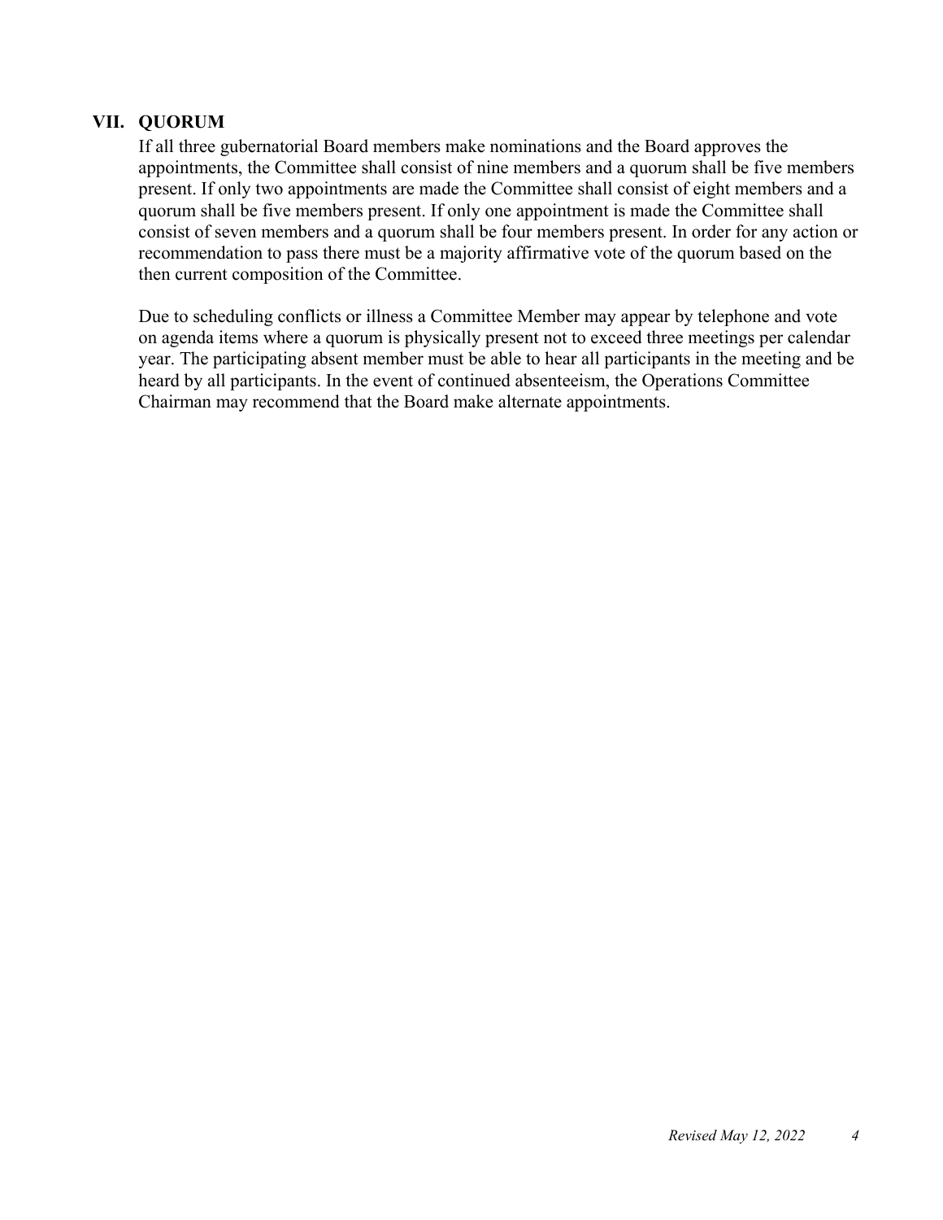## VII. QUORUM

If all three gubernatorial Board members make nominations and the Board approves the appointments, the Committee shall consist of nine members and a quorum shall be five members present. If only two appointments are made the Committee shall consist of eight members and a quorum shall be five members present. If only one appointment is made the Committee shall consist of seven members and a quorum shall be four members present. In order for any action or recommendation to pass there must be a majority affirmative vote of the quorum based on the then current composition of the Committee.

Due to scheduling conflicts or illness a Committee Member may appear by telephone and vote on agenda items where a quorum is physically present not to exceed three meetings per calendar year. The participating absent member must be able to hear all participants in the meeting and be heard by all participants. In the event of continued absenteeism, the Operations Committee Chairman may recommend that the Board make alternate appointments.